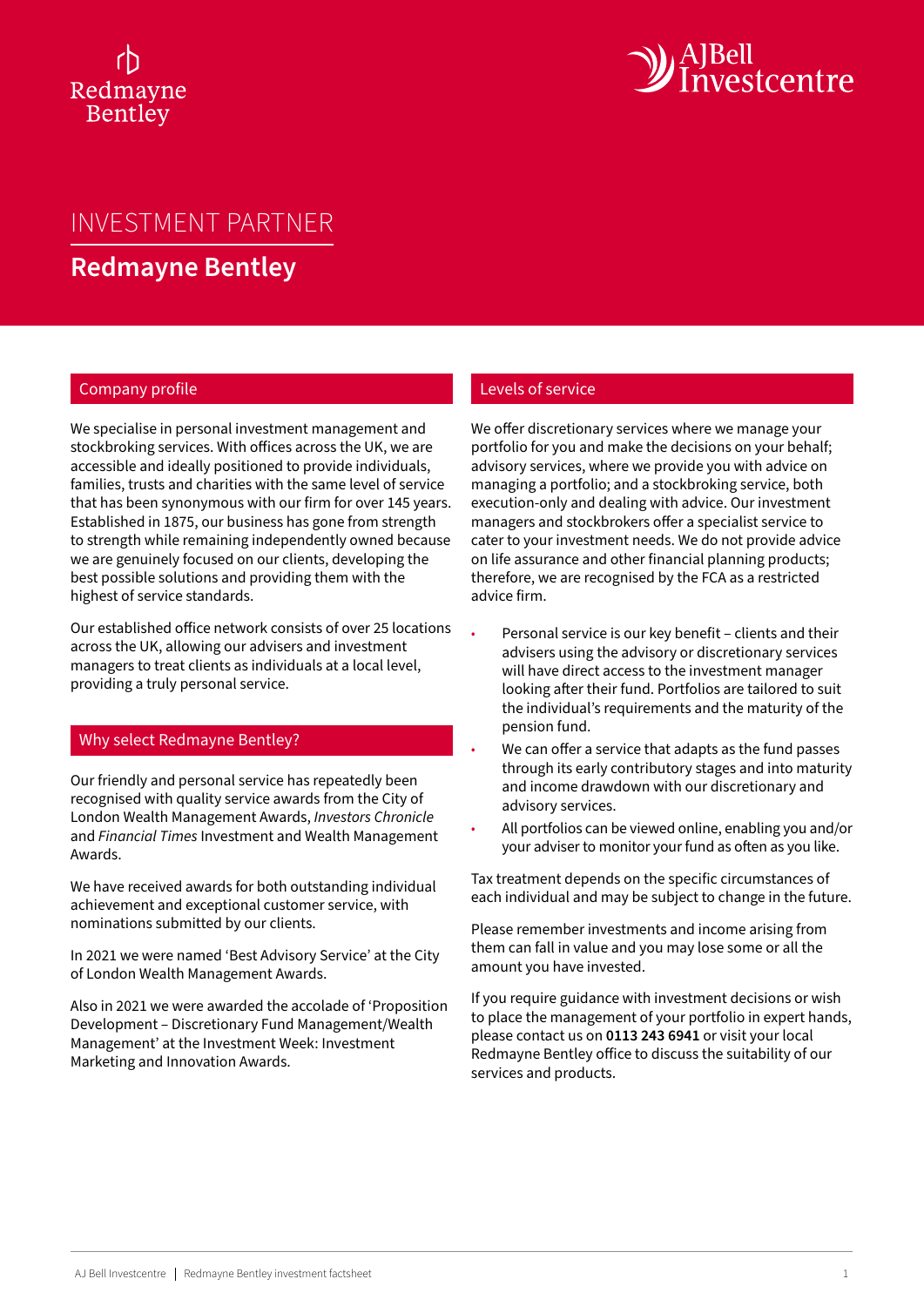Redmayne Bentley

AJ Bell Investcentre

# INVESTMENT PARTNER

## Redmayne Bentley

### Company profile

We specialise in personal investment management and stockbroking services. With offices across the UK, we are accessible and ideally positioned to provide individuals, families, trusts and charities with the same level of service that has been synonymous with our firm for over 145 years. Established in 1875, our business has gone from strength to strength while remaining independently owned because we are genuinely focused on our clients, developing the best possible solutions and providing them with the highest of service standards.

Our established office network consists of over 25 locations across the UK, allowing our advisers and investment managers to treat clients as individuals at a local level, providing a truly personal service.

### Why select Redmayne Bentley?

Our friendly and personal service has repeatedly been recognised with quality service awards from the City of London Wealth Management Awards, *Investors Chronicle* and *Financial Times* Investment and Wealth Management Awards.

We have received awards for both outstanding individual achievement and exceptional customer service, with nominations submitted by our clients.

In 2021 we were named 'Best Advisory Service' at the City of London Wealth Management Awards.

Also in 2021 we were awarded the accolade of 'Proposition Development – Discretionary Fund Management/Wealth Management' at the Investment Week: Investment Marketing and Innovation Awards.

### Levels of service

We offer discretionary services where we manage your portfolio for you and make the decisions on your behalf; advisory services, where we provide you with advice on managing a portfolio; and a stockbroking service, both execution-only and dealing with advice. Our investment managers and stockbrokers offer a specialist service to cater to your investment needs. We do not provide advice on life assurance and other financial planning products; therefore, we are recognised by the FCA as a restricted advice firm.

- Personal service is our key benefit – clients and their advisers using the advisory or discretionary services will have direct access to the investment manager looking after their fund. Portfolios are tailored to suit the individual's requirements and the maturity of the pension fund.
- We can offer a service that adapts as the fund passes through its early contributory stages and into maturity and income drawdown with our discretionary and advisory services.
- All portfolios can be viewed online, enabling you and/or your adviser to monitor your fund as often as you like.

Tax treatment depends on the specific circumstances of each individual and may be subject to change in the future.

Please remember investments and income arising from them can fall in value and you may lose some or all the amount you have invested.

If you require guidance with investment decisions or wish to place the management of your portfolio in expert hands, please contact us on **0113 243 6941** or visit your local Redmayne Bentley office to discuss the suitability of our services and products.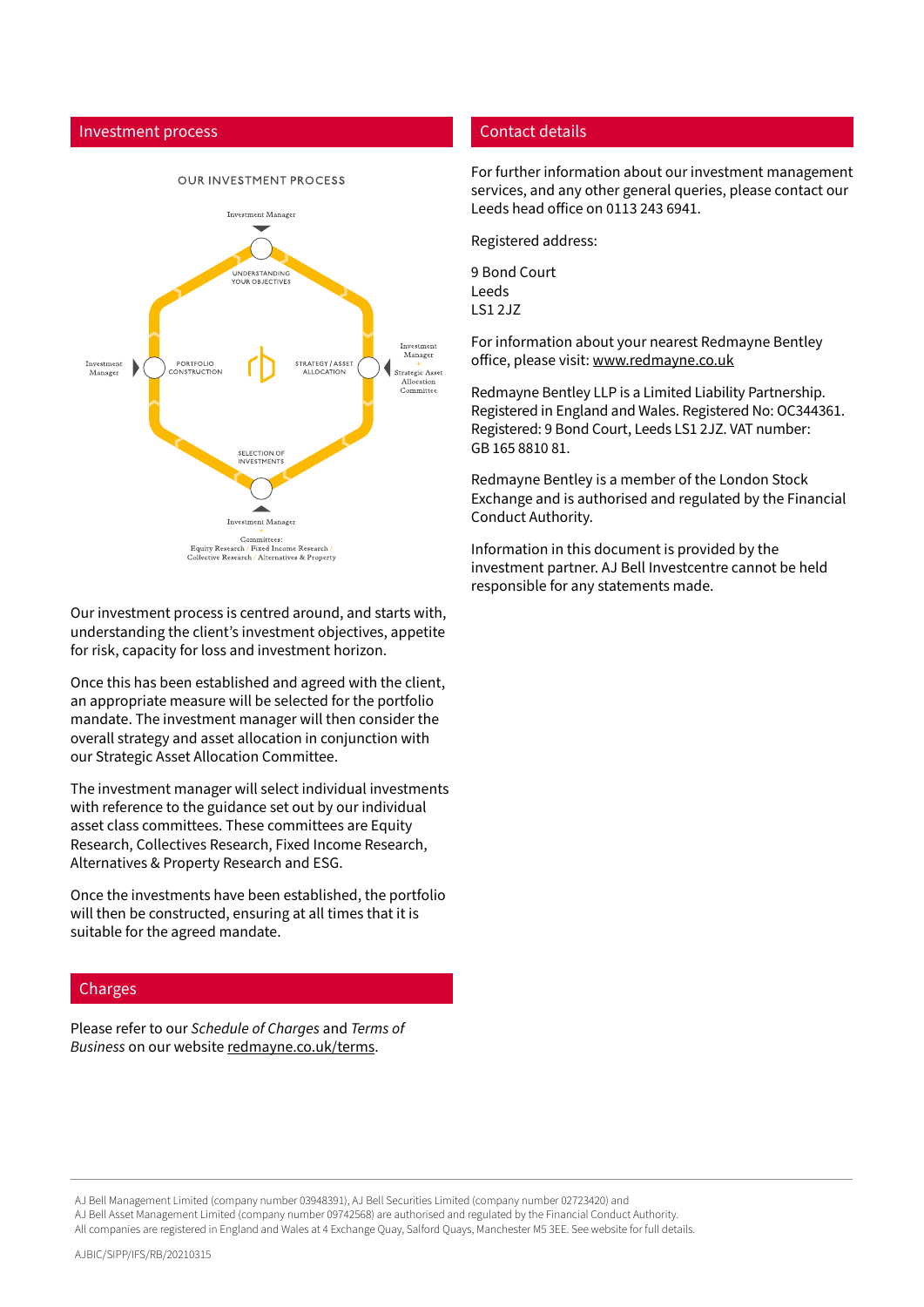## Investment process

OUR INVESTMENT PROCESS

Investment Manager

UNDERSTANDING YOUR OBJECTIVES

Investment Manager

PORTFOLIO CONSTRUCTION

STRATEGY / ASSET ALLOCATION

Investment Manager + Strategic Asset Allocation Committee

SELECTION OF INVESTMENTS

Investment Manager + Committees: Equity Research / Fixed Income Research / Collective Research / Alternatives & Property

Our investment process is centred around, and starts with, understanding the client's investment objectives, appetite for risk, capacity for loss and investment horizon.

Once this has been established and agreed with the client, an appropriate measure will be selected for the portfolio mandate. The investment manager will then consider the overall strategy and asset allocation in conjunction with our Strategic Asset Allocation Committee.

The investment manager will select individual investments with reference to the guidance set out by our individual asset class committees. These committees are Equity Research, Collectives Research, Fixed Income Research, Alternatives & Property Research and ESG.

Once the investments have been established, the portfolio will then be constructed, ensuring at all times that it is suitable for the agreed mandate.

## Charges

Please refer to our *Schedule of Charges* and *Terms of Business* on our website redmayne.co.uk/terms.

## Contact details

For further information about our investment management services, and any other general queries, please contact our Leeds head office on 0113 243 6941.

Registered address:

9 Bond Court
Leeds
LS1 2JZ

For information about your nearest Redmayne Bentley office, please visit: www.redmayne.co.uk

Redmayne Bentley LLP is a Limited Liability Partnership. Registered in England and Wales. Registered No: OC344361. Registered: 9 Bond Court, Leeds LS1 2JZ. VAT number: GB 165 8810 81.

Redmayne Bentley is a member of the London Stock Exchange and is authorised and regulated by the Financial Conduct Authority.

Information in this document is provided by the investment partner. AJ Bell Investcentre cannot be held responsible for any statements made.

AJ Bell Management Limited (company number 03948391), AJ Bell Securities Limited (company number 02723420) and AJ Bell Asset Management Limited (company number 09742568) are authorised and regulated by the Financial Conduct Authority. All companies are registered in England and Wales at 4 Exchange Quay, Salford Quays, Manchester M5 3EE. See website for full details.

AJBIC/SIPP/IFS/RB/20210315